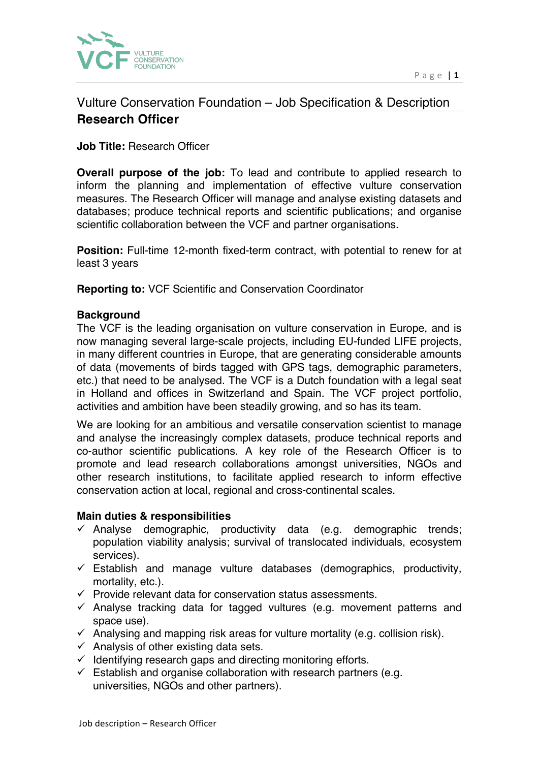# Vulture Conservation Foundation – Job Specification & Description

## Research Officer

**Job Title:** Research Officer

**Overall purpose of the job:** To lead and contribute to applied research to inform the planning and implementation of effective vulture conservation measures. The Research Officer will manage and analyse existing datasets and databases; produce technical reports and scientific publications; and organise scientific collaboration between the VCF and partner organisations.

**Position:** Full-time 12-month fixed-term contract, with potential to renew for at least 3 years

**Reporting to:** VCF Scientific and Conservation Coordinator

**Background**

The VCF is the leading organisation on vulture conservation in Europe, and is now managing several large-scale projects, including EU-funded LIFE projects, in many different countries in Europe, that are generating considerable amounts of data (movements of birds tagged with GPS tags, demographic parameters, etc.) that need to be analysed. The VCF is a Dutch foundation with a legal seat in Holland and offices in Switzerland and Spain. The VCF project portfolio, activities and ambition have been steadily growing, and so has its team.

We are looking for an ambitious and versatile conservation scientist to manage and analyse the increasingly complex datasets, produce technical reports and co-author scientific publications. A key role of the Research Officer is to promote and lead research collaborations amongst universities, NGOs and other research institutions, to facilitate applied research to inform effective conservation action at local, regional and cross-continental scales.

**Main duties & responsibilities**

- ✓ Analyse demographic, productivity data (e.g. demographic trends; population viability analysis; survival of translocated individuals, ecosystem services).
- ✓ Establish and manage vulture databases (demographics, productivity, mortality, etc.).
- ✓ Provide relevant data for conservation status assessments.
- ✓ Analyse tracking data for tagged vultures (e.g. movement patterns and space use).
- ✓ Analysing and mapping risk areas for vulture mortality (e.g. collision risk).
- ✓ Analysis of other existing data sets.
- ✓ Identifying research gaps and directing monitoring efforts.
- ✓ Establish and organise collaboration with research partners (e.g. universities, NGOs and other partners).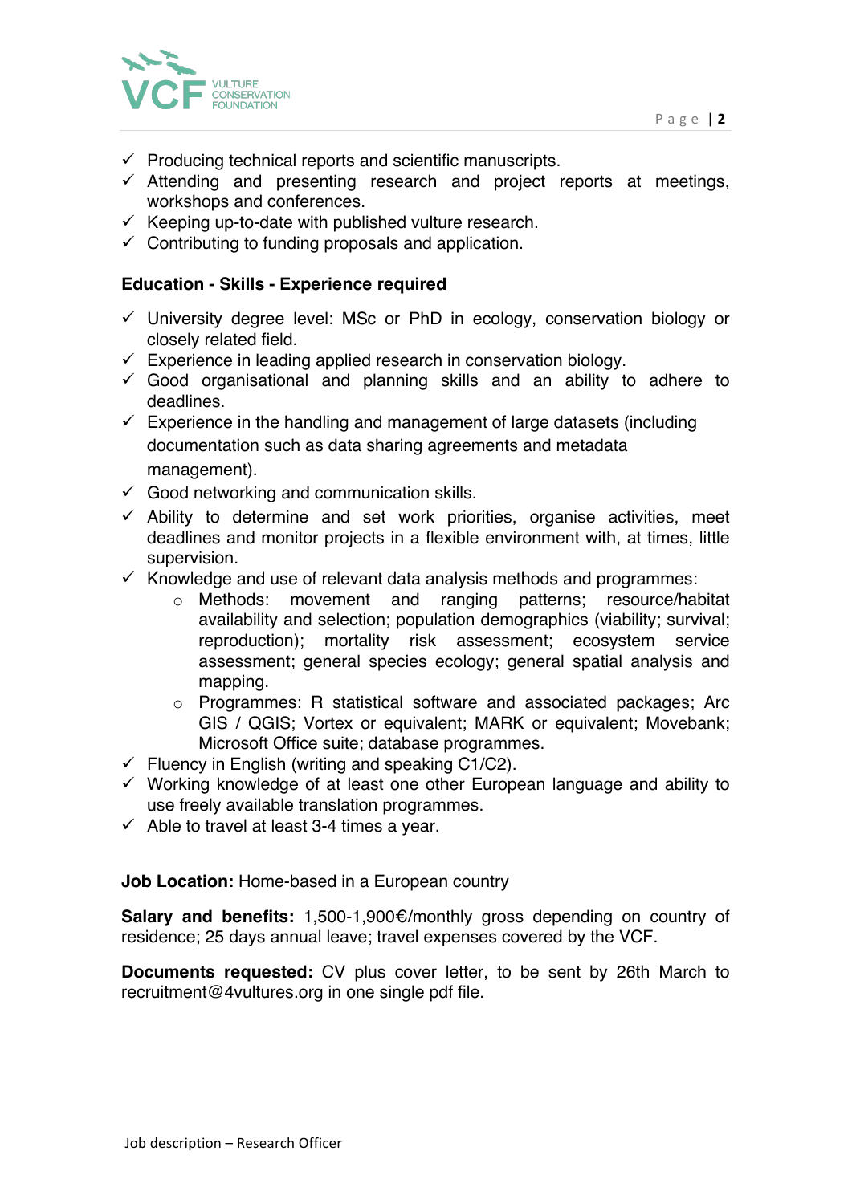- ✓ Producing technical reports and scientific manuscripts.
- ✓ Attending and presenting research and project reports at meetings, workshops and conferences.
- ✓ Keeping up-to-date with published vulture research.
- ✓ Contributing to funding proposals and application.

**Education - Skills - Experience required**

- ✓ University degree level: MSc or PhD in ecology, conservation biology or closely related field.
- ✓ Experience in leading applied research in conservation biology.
- ✓ Good organisational and planning skills and an ability to adhere to deadlines.
- ✓ Experience in the handling and management of large datasets (including documentation such as data sharing agreements and metadata management).
- ✓ Good networking and communication skills.
- ✓ Ability to determine and set work priorities, organise activities, meet deadlines and monitor projects in a flexible environment with, at times, little supervision.
- ✓ Knowledge and use of relevant data analysis methods and programmes:
  - Methods: movement and ranging patterns; resource/habitat availability and selection; population demographics (viability; survival; reproduction); mortality risk assessment; ecosystem service assessment; general species ecology; general spatial analysis and mapping.
  - Programmes: R statistical software and associated packages; Arc GIS / QGIS; Vortex or equivalent; MARK or equivalent; Movebank; Microsoft Office suite; database programmes.
- ✓ Fluency in English (writing and speaking C1/C2).
- ✓ Working knowledge of at least one other European language and ability to use freely available translation programmes.
- ✓ Able to travel at least 3-4 times a year.

**Job Location:** Home-based in a European country

**Salary and benefits:** 1,500-1,900€/monthly gross depending on country of residence; 25 days annual leave; travel expenses covered by the VCF.

**Documents requested:** CV plus cover letter, to be sent by 26th March to recruitment@4vultures.org in one single pdf file.